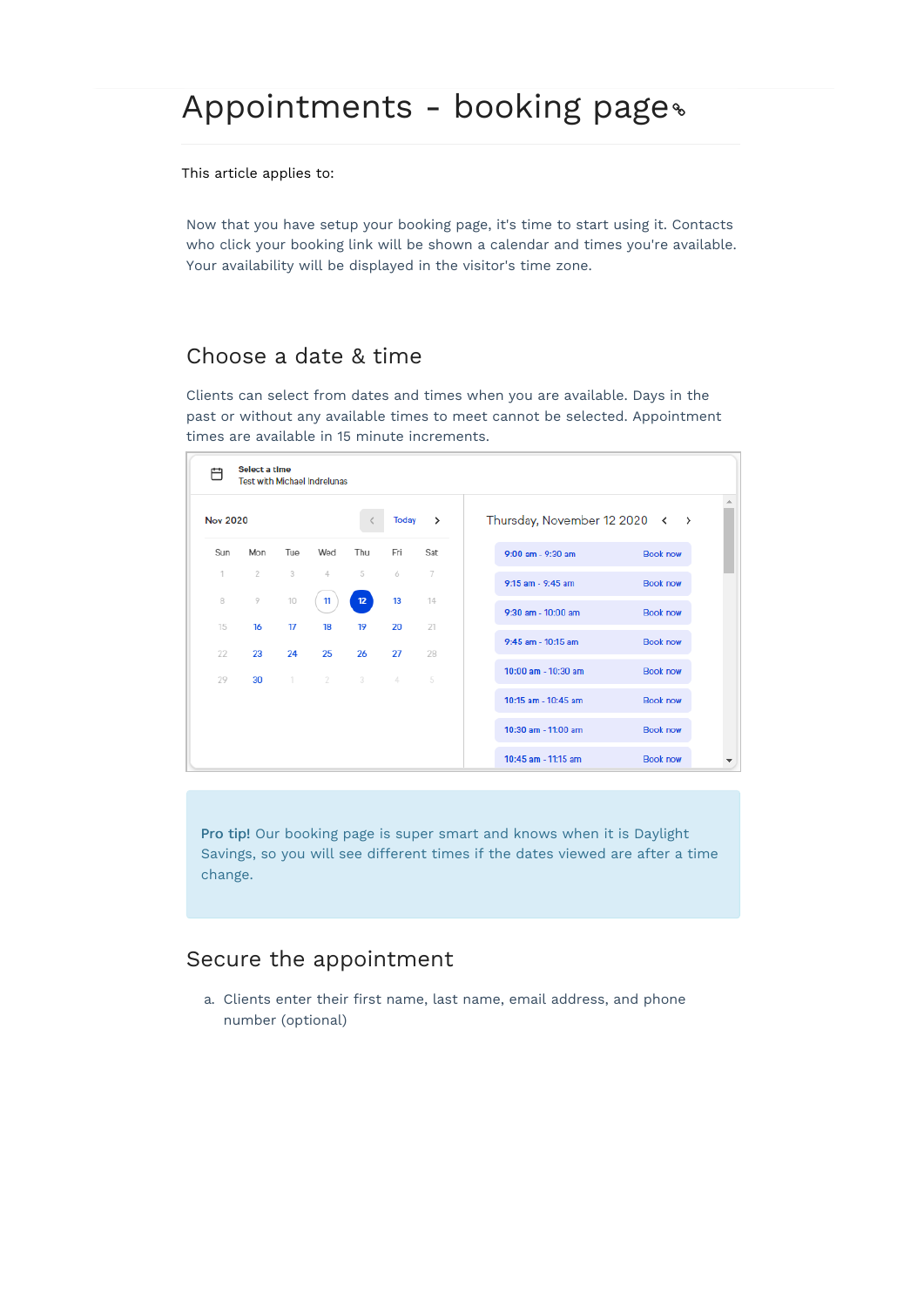# Appointments - booking page

This article applies to:

Now that you have setup your booking page, it's time to start using it. Contacts who click your booking link will be shown a calendar and times you're available. Your availability will be displayed in the visitor's time zone.

## Choose a date & time

Clients can select from dates and times when you are available. Days in the past or without any available times to meet cannot be selected. Appointment times are available in 15 minute increments.

**Pro tip!** Our booking page is super smart and knows when it is Daylight Savings, so you will see different times if the dates viewed are after a time change.

## Secure the appointment

a. Clients enter their first name, last name, email address, and phone number (optional)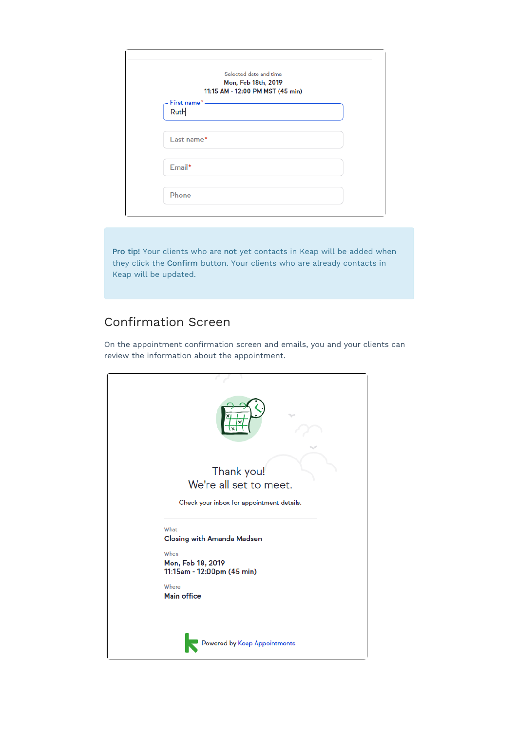Selected date and time
Mon, Feb 18th, 2019
11:15 AM - 12:00 PM MST (45 min)

First name*
Ruth

Last name*

Email*

Phone

**Pro tip!** Your clients who are **not** yet contacts in Keap will be added when they click the **Confirm** button. Your clients who are already contacts in Keap will be updated.

## Confirmation Screen

On the appointment confirmation screen and emails, you and your clients can review the information about the appointment.

Thank you!
We're all set to meet.

Check your inbox for appointment details.

What
Closing with Amanda Madsen

When
Mon, Feb 18, 2019
11:15am - 12:00pm (45 min)

Where
Main office

Powered by Keap Appointments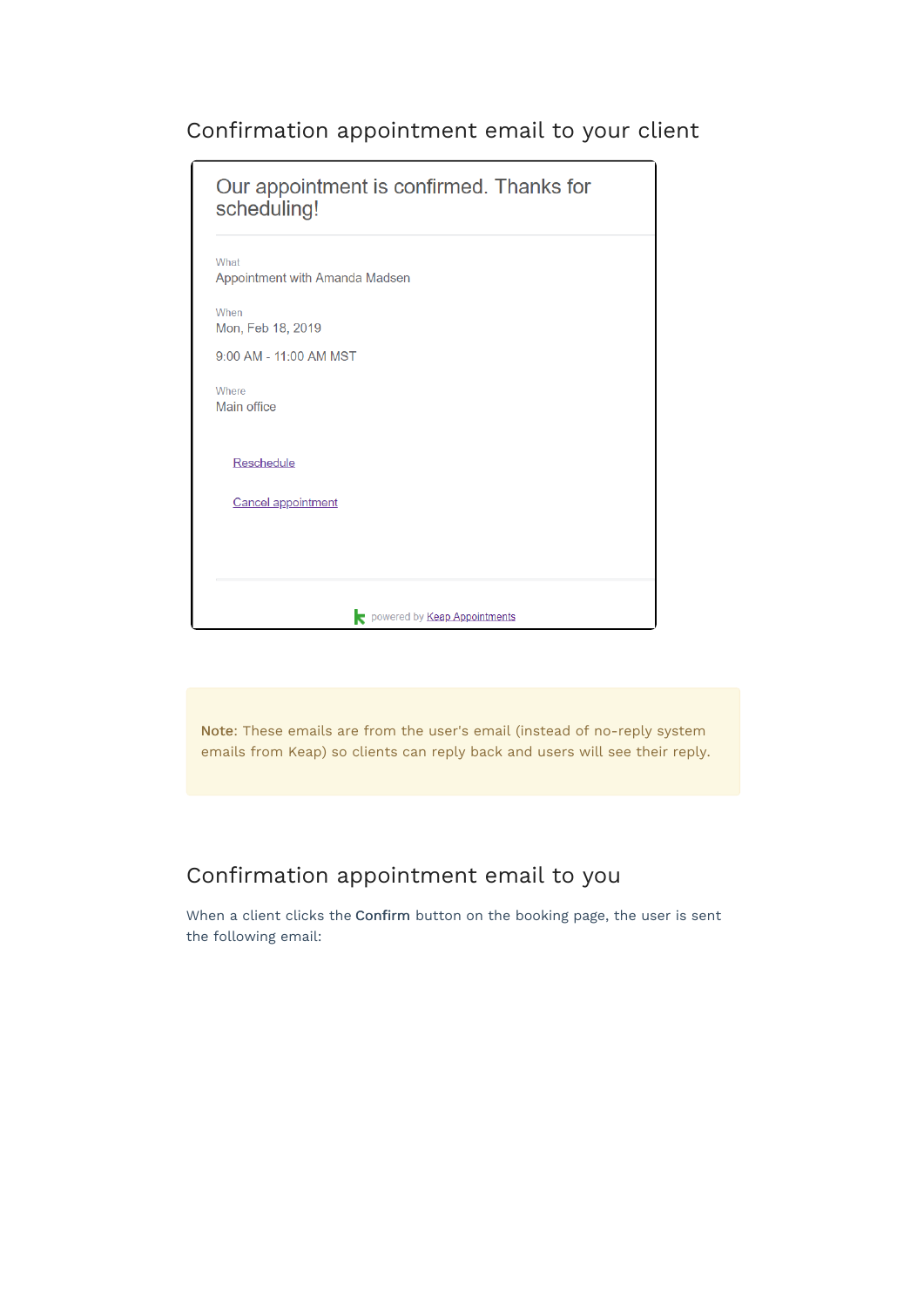## Confirmation appointment email to your client

Our appointment is confirmed. Thanks for scheduling!

What
Appointment with Amanda Madsen

When
Mon, Feb 18, 2019

9:00 AM - 11:00 AM MST

Where
Main office

Reschedule

Cancel appointment

powered by Keap Appointments

**Note**: These emails are from the user's email (instead of no-reply system emails from Keap) so clients can reply back and users will see their reply.

## Confirmation appointment email to you

When a client clicks the **Confirm** button on the booking page, the user is sent the following email: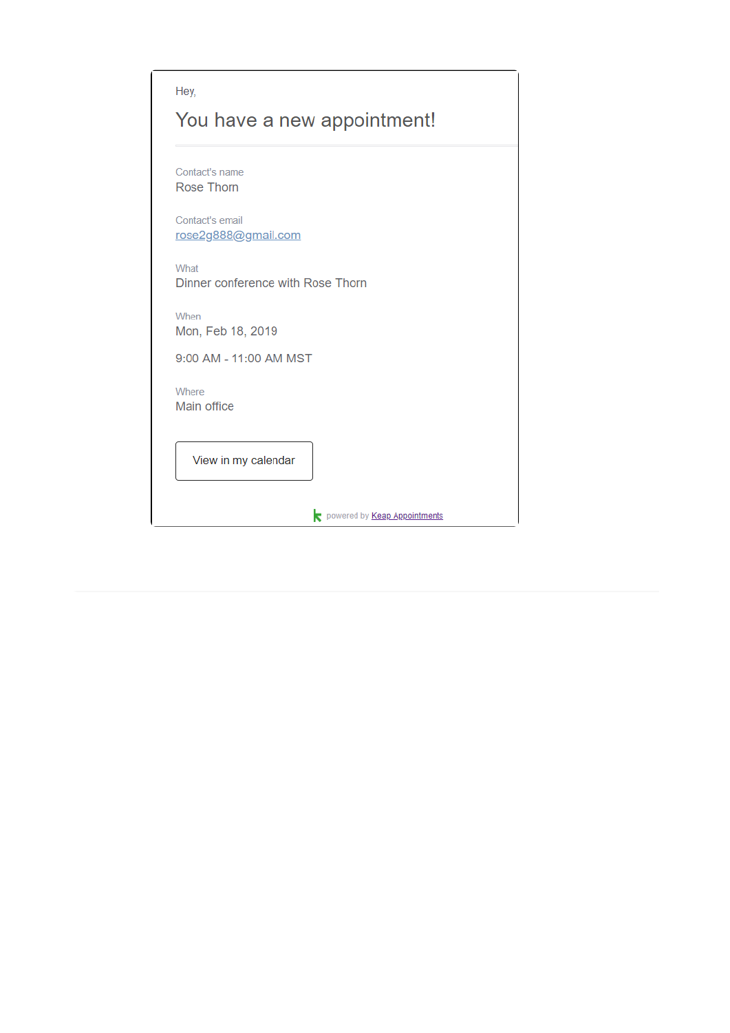Hey,

# You have a new appointment!

---

Contact's name
Rose Thorn

Contact's email
rose2g888@gmail.com

What
Dinner conference with Rose Thorn

When
Mon, Feb 18, 2019

9:00 AM - 11:00 AM MST

Where
Main office

View in my calendar

powered by Keap Appointments